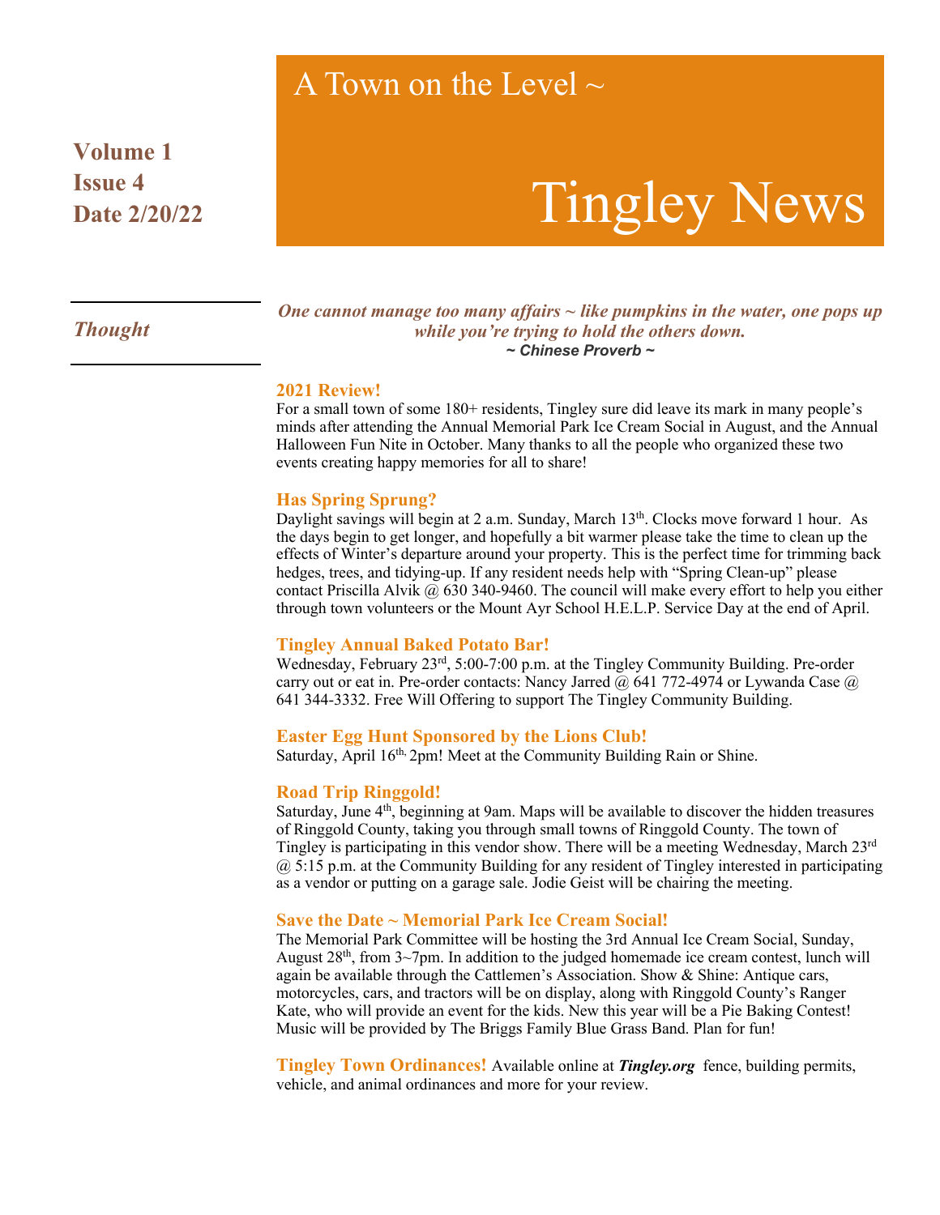# Tingley News

A Town on the Level ~

**Volume 1**
**Issue 4**
**Date 2/20/22**

*Thought*

***One cannot manage too many affairs ~ like pumpkins in the water, one pops up while you're trying to hold the others down.***
***~ Chinese Proverb ~***

### 2021 Review!

For a small town of some 180+ residents, Tingley sure did leave its mark in many people's minds after attending the Annual Memorial Park Ice Cream Social in August, and the Annual Halloween Fun Nite in October. Many thanks to all the people who organized these two events creating happy memories for all to share!

### Has Spring Sprung?

Daylight savings will begin at 2 a.m. Sunday, March 13th. Clocks move forward 1 hour. As the days begin to get longer, and hopefully a bit warmer please take the time to clean up the effects of Winter's departure around your property. This is the perfect time for trimming back hedges, trees, and tidying-up. If any resident needs help with "Spring Clean-up" please contact Priscilla Alvik @ 630 340-9460. The council will make every effort to help you either through town volunteers or the Mount Ayr School H.E.L.P. Service Day at the end of April.

### Tingley Annual Baked Potato Bar!

Wednesday, February 23rd, 5:00-7:00 p.m. at the Tingley Community Building. Pre-order carry out or eat in. Pre-order contacts: Nancy Jarred @ 641 772-4974 or Lywanda Case @ 641 344-3332. Free Will Offering to support The Tingley Community Building.

### Easter Egg Hunt Sponsored by the Lions Club!

Saturday, April 16th, 2pm! Meet at the Community Building Rain or Shine.

### Road Trip Ringgold!

Saturday, June 4th, beginning at 9am. Maps will be available to discover the hidden treasures of Ringgold County, taking you through small towns of Ringgold County. The town of Tingley is participating in this vendor show. There will be a meeting Wednesday, March 23rd @ 5:15 p.m. at the Community Building for any resident of Tingley interested in participating as a vendor or putting on a garage sale. Jodie Geist will be chairing the meeting.

### Save the Date ~ Memorial Park Ice Cream Social!

The Memorial Park Committee will be hosting the 3rd Annual Ice Cream Social, Sunday, August 28th, from 3~7pm. In addition to the judged homemade ice cream contest, lunch will again be available through the Cattlemen's Association. Show & Shine: Antique cars, motorcycles, cars, and tractors will be on display, along with Ringgold County's Ranger Kate, who will provide an event for the kids. New this year will be a Pie Baking Contest! Music will be provided by The Briggs Family Blue Grass Band. Plan for fun!

**Tingley Town Ordinances!** Available online at ***Tingley.org*** fence, building permits, vehicle, and animal ordinances and more for your review.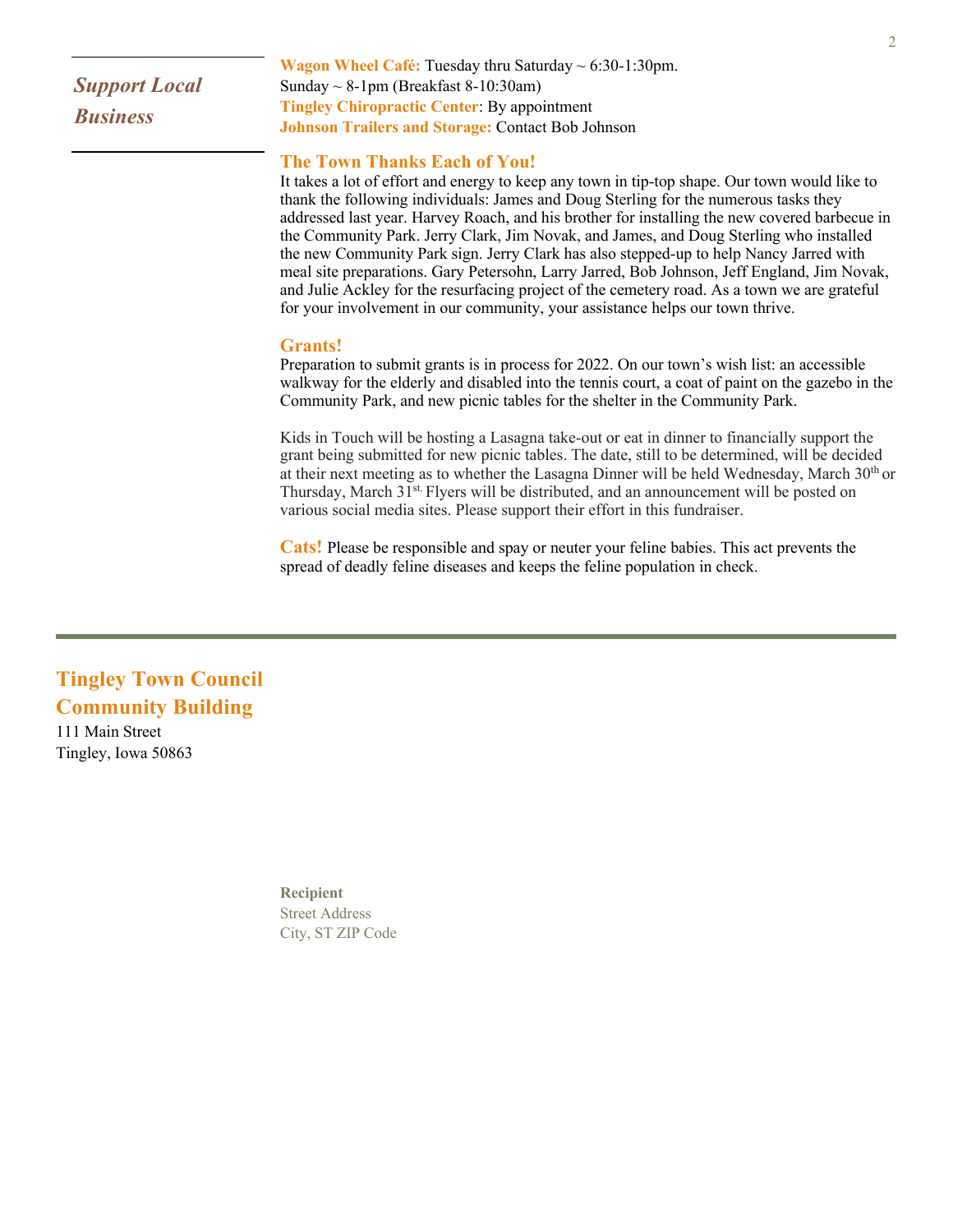## *Support Local Business*

**Wagon Wheel Café:** Tuesday thru Saturday ~ 6:30-1:30pm.
Sunday ~ 8-1pm (Breakfast 8-10:30am)
**Tingley Chiropractic Center**: By appointment
**Johnson Trailers and Storage:** Contact Bob Johnson

### The Town Thanks Each of You!

It takes a lot of effort and energy to keep any town in tip-top shape. Our town would like to thank the following individuals: James and Doug Sterling for the numerous tasks they addressed last year. Harvey Roach, and his brother for installing the new covered barbecue in the Community Park. Jerry Clark, Jim Novak, and James, and Doug Sterling who installed the new Community Park sign. Jerry Clark has also stepped-up to help Nancy Jarred with meal site preparations. Gary Petersohn, Larry Jarred, Bob Johnson, Jeff England, Jim Novak, and Julie Ackley for the resurfacing project of the cemetery road. As a town we are grateful for your involvement in our community, your assistance helps our town thrive.

### Grants!

Preparation to submit grants is in process for 2022. On our town's wish list: an accessible walkway for the elderly and disabled into the tennis court, a coat of paint on the gazebo in the Community Park, and new picnic tables for the shelter in the Community Park.

Kids in Touch will be hosting a Lasagna take-out or eat in dinner to financially support the grant being submitted for new picnic tables. The date, still to be determined, will be decided at their next meeting as to whether the Lasagna Dinner will be held Wednesday, March 30th or Thursday, March 31st. Flyers will be distributed, and an announcement will be posted on various social media sites. Please support their effort in this fundraiser.

**Cats!** Please be responsible and spay or neuter your feline babies. This act prevents the spread of deadly feline diseases and keeps the feline population in check.

---

**Tingley Town Council**
**Community Building**
111 Main Street
Tingley, Iowa 50863

**Recipient**
Street Address
City, ST ZIP Code